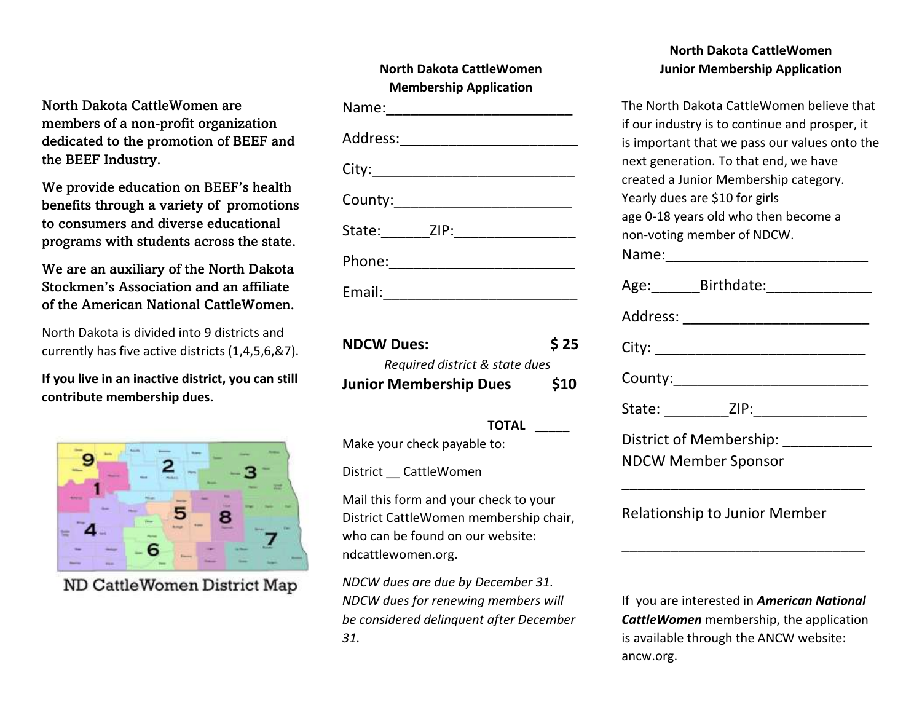North Dakota CattleWomen are members of a non-profit organization dedicated to the promotion of BEEF and the BEEF Industry.

We provide education on BEEF's health benefits through a variety of promotions to consumers and diverse educational programs with students across the state.

We are an auxiliary of the North Dakota Stockmen's Association and an affiliate of the American National CattleWomen.

North Dakota is divided into 9 districts and currently has five active districts (1,4,5,6,&7).

**If you live in an inactive district, you can still contribute membership dues.**

ND CattleWomen District Map

## North Dakota CattleWomen Membership Application

Name:________________________

Address:_______________________

City:__________________________

County:_______________________

State:______ZIP:_______________

Phone:________________________

Email:_________________________

**NDCW Dues: $ 25**

*Required district & state dues*

**Junior Membership Dues $10**

**TOTAL _____**

Make your check payable to:

District __ CattleWomen

Mail this form and your check to your District CattleWomen membership chair, who can be found on our website: ndcattlewomen.org.

*NDCW dues are due by December 31. NDCW dues for renewing members will be considered delinquent after December 31.*

## North Dakota CattleWomen Junior Membership Application

The North Dakota CattleWomen believe that if our industry is to continue and prosper, it is important that we pass our values onto the next generation. To that end, we have created a Junior Membership category. Yearly dues are $10 for girls age 0-18 years old who then become a non-voting member of NDCW.

Name:__________________________

Age:______Birthdate:_____________

Address: _______________________

City: ___________________________

County:_________________________

State: ________ZIP:______________

District of Membership: ___________

NDCW Member Sponsor

________________________________

Relationship to Junior Member

________________________________

If you are interested in ***American National CattleWomen*** membership, the application is available through the ANCW website: ancw.org.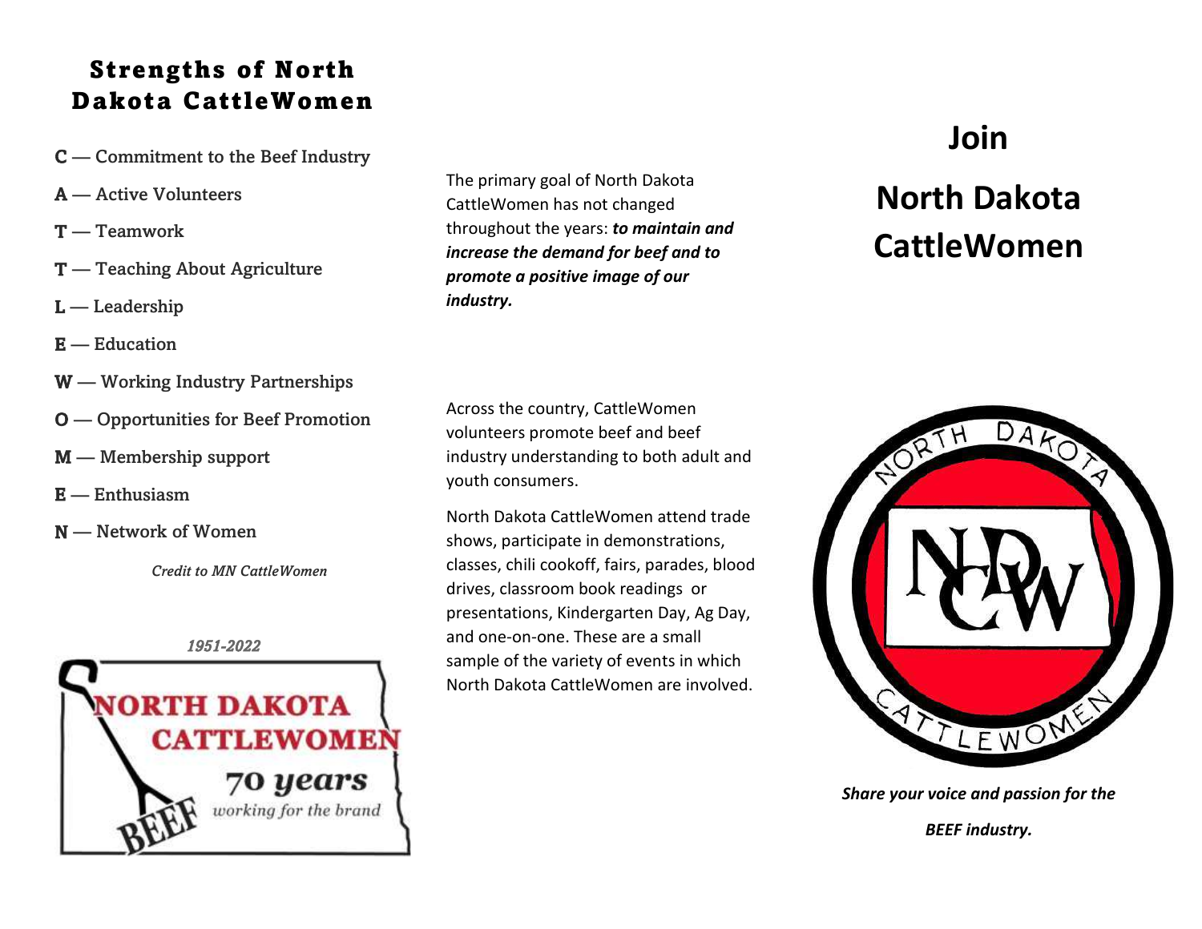## Strengths of North Dakota CattleWomen

- **C** — Commitment to the Beef Industry
- **A** — Active Volunteers
- **T** — Teamwork
- **T** — Teaching About Agriculture
- **L** — Leadership
- **E** — Education
- **W** — Working Industry Partnerships
- **O** — Opportunities for Beef Promotion
- **M** — Membership support
- **E** — Enthusiasm
- **N** — Network of Women

*Credit to MN CattleWomen*

*1951-2022*

NORTH DAKOTA CATTLEWOMEN

70 years

*working for the brand*

BEEF

The primary goal of North Dakota CattleWomen has not changed throughout the years: ***to maintain and increase the demand for beef and to promote a positive image of our industry.***

Across the country, CattleWomen volunteers promote beef and beef industry understanding to both adult and youth consumers.

North Dakota CattleWomen attend trade shows, participate in demonstrations, classes, chili cookoff, fairs, parades, blood drives, classroom book readings or presentations, Kindergarten Day, Ag Day, and one-on-one. These are a small sample of the variety of events in which North Dakota CattleWomen are involved.

# Join

# North Dakota CattleWomen

NORTH DAKOTA

NDCW

CATTLEWOMEN

***Share your voice and passion for the BEEF industry.***